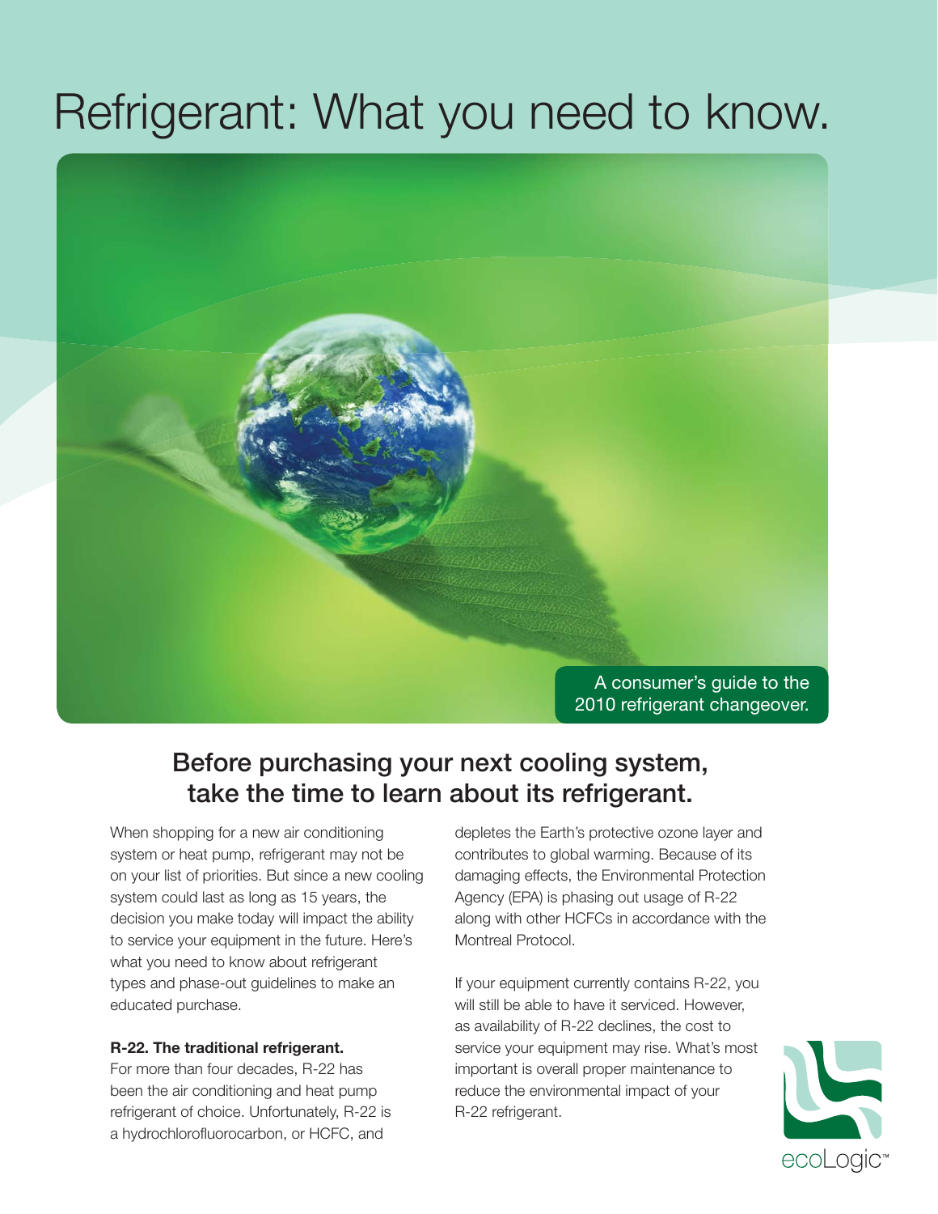# Refrigerant: What you need to know.

A consumer's guide to the 2010 refrigerant changeover.

## Before purchasing your next cooling system, take the time to learn about its refrigerant.

When shopping for a new air conditioning system or heat pump, refrigerant may not be on your list of priorities. But since a new cooling system could last as long as 15 years, the decision you make today will impact the ability to service your equipment in the future. Here's what you need to know about refrigerant types and phase-out guidelines to make an educated purchase.

**R-22. The traditional refrigerant.**
For more than four decades, R-22 has been the air conditioning and heat pump refrigerant of choice. Unfortunately, R-22 is a hydrochlorofluorocarbon, or HCFC, and depletes the Earth's protective ozone layer and contributes to global warming. Because of its damaging effects, the Environmental Protection Agency (EPA) is phasing out usage of R-22 along with other HCFCs in accordance with the Montreal Protocol.

If your equipment currently contains R-22, you will still be able to have it serviced. However, as availability of R-22 declines, the cost to service your equipment may rise. What's most important is overall proper maintenance to reduce the environmental impact of your R-22 refrigerant.

ecoLogic™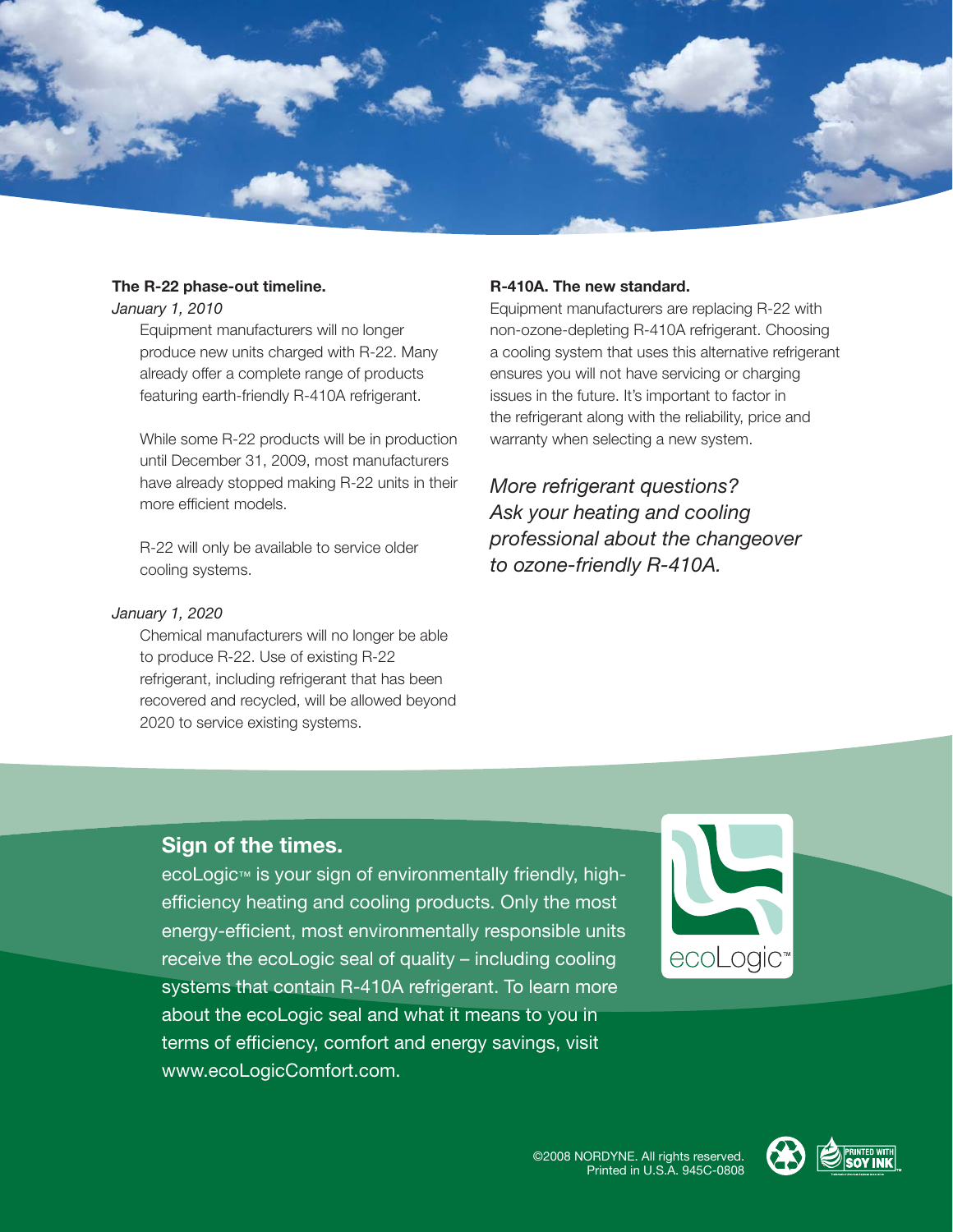**The R-22 phase-out timeline.**

*January 1, 2010*

Equipment manufacturers will no longer produce new units charged with R-22. Many already offer a complete range of products featuring earth-friendly R-410A refrigerant.

While some R-22 products will be in production until December 31, 2009, most manufacturers have already stopped making R-22 units in their more efficient models.

R-22 will only be available to service older cooling systems.

*January 1, 2020*

Chemical manufacturers will no longer be able to produce R-22. Use of existing R-22 refrigerant, including refrigerant that has been recovered and recycled, will be allowed beyond 2020 to service existing systems.

**R-410A. The new standard.**

Equipment manufacturers are replacing R-22 with non-ozone-depleting R-410A refrigerant. Choosing a cooling system that uses this alternative refrigerant ensures you will not have servicing or charging issues in the future. It's important to factor in the refrigerant along with the reliability, price and warranty when selecting a new system.

*More refrigerant questions? Ask your heating and cooling professional about the changeover to ozone-friendly R-410A.*

## Sign of the times.

ecoLogic™ is your sign of environmentally friendly, high-efficiency heating and cooling products. Only the most energy-efficient, most environmentally responsible units receive the ecoLogic seal of quality – including cooling systems that contain R-410A refrigerant. To learn more about the ecoLogic seal and what it means to you in terms of efficiency, comfort and energy savings, visit www.ecoLogicComfort.com.

ecoLogic™

©2008 NORDYNE. All rights reserved.
Printed in U.S.A. 945C-0808

PRINTED WITH SOY INK